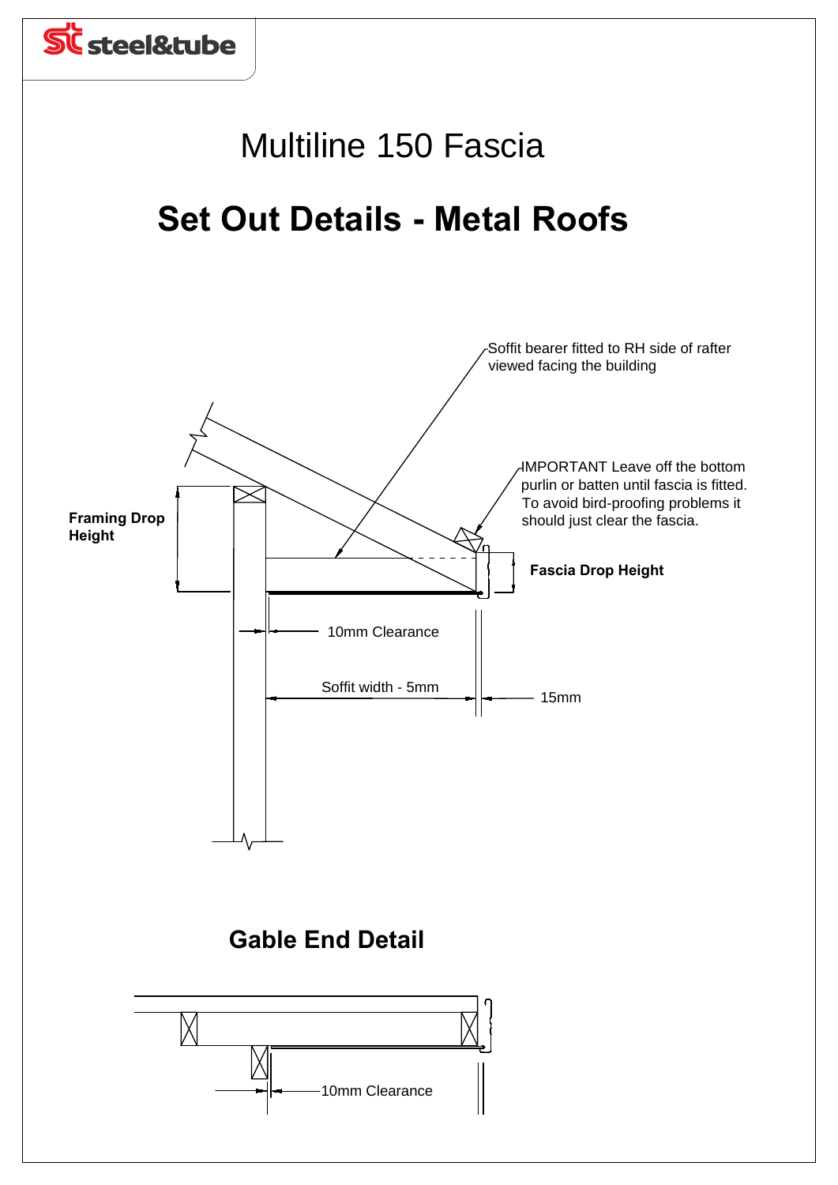# Multiline 150 Fascia

## Set Out Details - Metal Roofs

Soffit bearer fitted to RH side of rafter viewed facing the building

IMPORTANT Leave off the bottom purlin or batten until fascia is fitted. To avoid bird-proofing problems it should just clear the fascia.

**Framing Drop Height**

**Fascia Drop Height**

10mm Clearance

Soffit width - 5mm

15mm

## Gable End Detail

10mm Clearance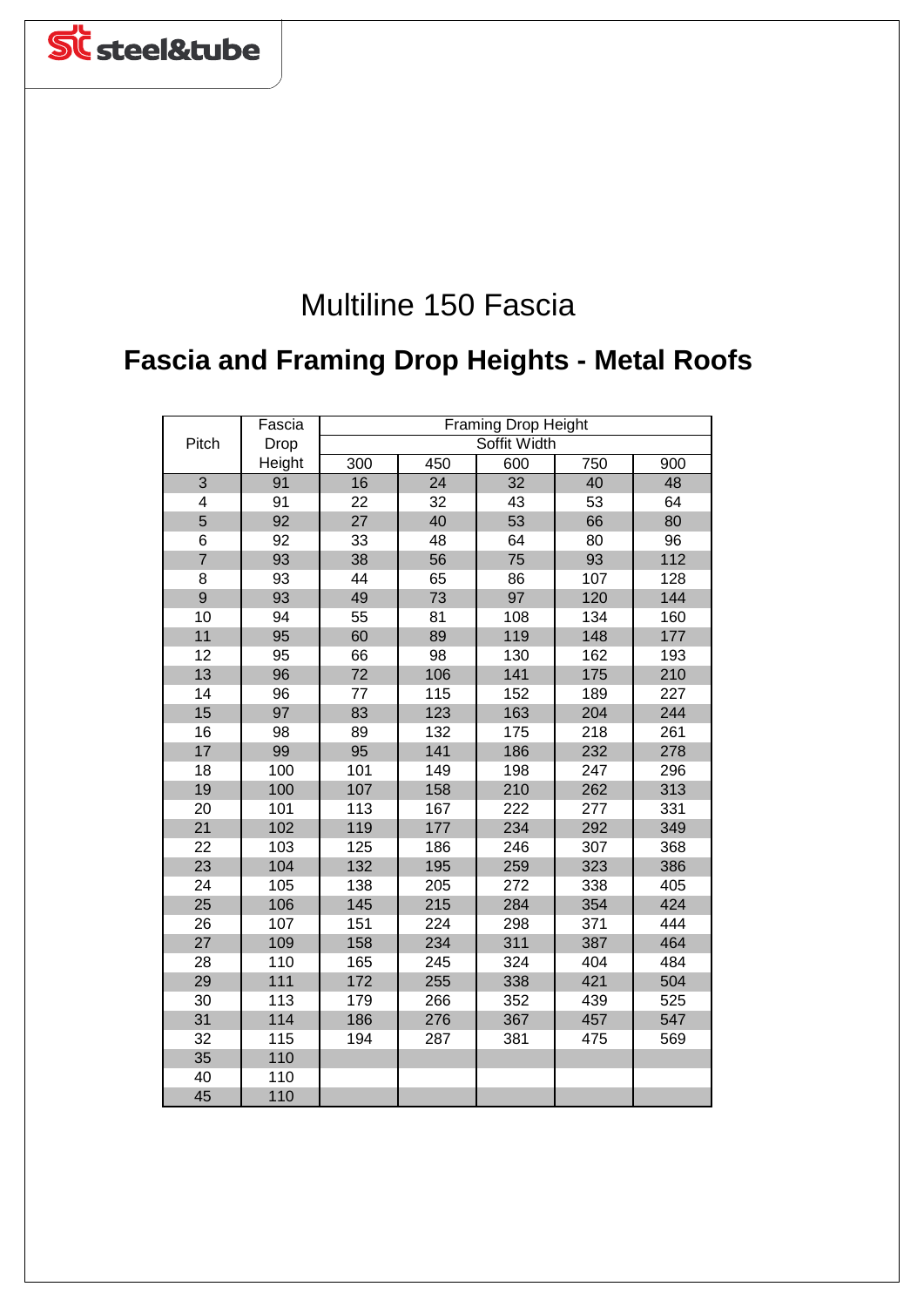# Multiline 150 Fascia

## Fascia and Framing Drop Heights - Metal Roofs

| Pitch | Fascia Drop Height | Framing Drop Height | | | | |
|---|---|---|---|---|---|---|
| | | Soffit Width | | | | |
| | | 300 | 450 | 600 | 750 | 900 |
| 3 | 91 | 16 | 24 | 32 | 40 | 48 |
| 4 | 91 | 22 | 32 | 43 | 53 | 64 |
| 5 | 92 | 27 | 40 | 53 | 66 | 80 |
| 6 | 92 | 33 | 48 | 64 | 80 | 96 |
| 7 | 93 | 38 | 56 | 75 | 93 | 112 |
| 8 | 93 | 44 | 65 | 86 | 107 | 128 |
| 9 | 93 | 49 | 73 | 97 | 120 | 144 |
| 10 | 94 | 55 | 81 | 108 | 134 | 160 |
| 11 | 95 | 60 | 89 | 119 | 148 | 177 |
| 12 | 95 | 66 | 98 | 130 | 162 | 193 |
| 13 | 96 | 72 | 106 | 141 | 175 | 210 |
| 14 | 96 | 77 | 115 | 152 | 189 | 227 |
| 15 | 97 | 83 | 123 | 163 | 204 | 244 |
| 16 | 98 | 89 | 132 | 175 | 218 | 261 |
| 17 | 99 | 95 | 141 | 186 | 232 | 278 |
| 18 | 100 | 101 | 149 | 198 | 247 | 296 |
| 19 | 100 | 107 | 158 | 210 | 262 | 313 |
| 20 | 101 | 113 | 167 | 222 | 277 | 331 |
| 21 | 102 | 119 | 177 | 234 | 292 | 349 |
| 22 | 103 | 125 | 186 | 246 | 307 | 368 |
| 23 | 104 | 132 | 195 | 259 | 323 | 386 |
| 24 | 105 | 138 | 205 | 272 | 338 | 405 |
| 25 | 106 | 145 | 215 | 284 | 354 | 424 |
| 26 | 107 | 151 | 224 | 298 | 371 | 444 |
| 27 | 109 | 158 | 234 | 311 | 387 | 464 |
| 28 | 110 | 165 | 245 | 324 | 404 | 484 |
| 29 | 111 | 172 | 255 | 338 | 421 | 504 |
| 30 | 113 | 179 | 266 | 352 | 439 | 525 |
| 31 | 114 | 186 | 276 | 367 | 457 | 547 |
| 32 | 115 | 194 | 287 | 381 | 475 | 569 |
| 35 | 110 | | | | | |
| 40 | 110 | | | | | |
| 45 | 110 | | | | | |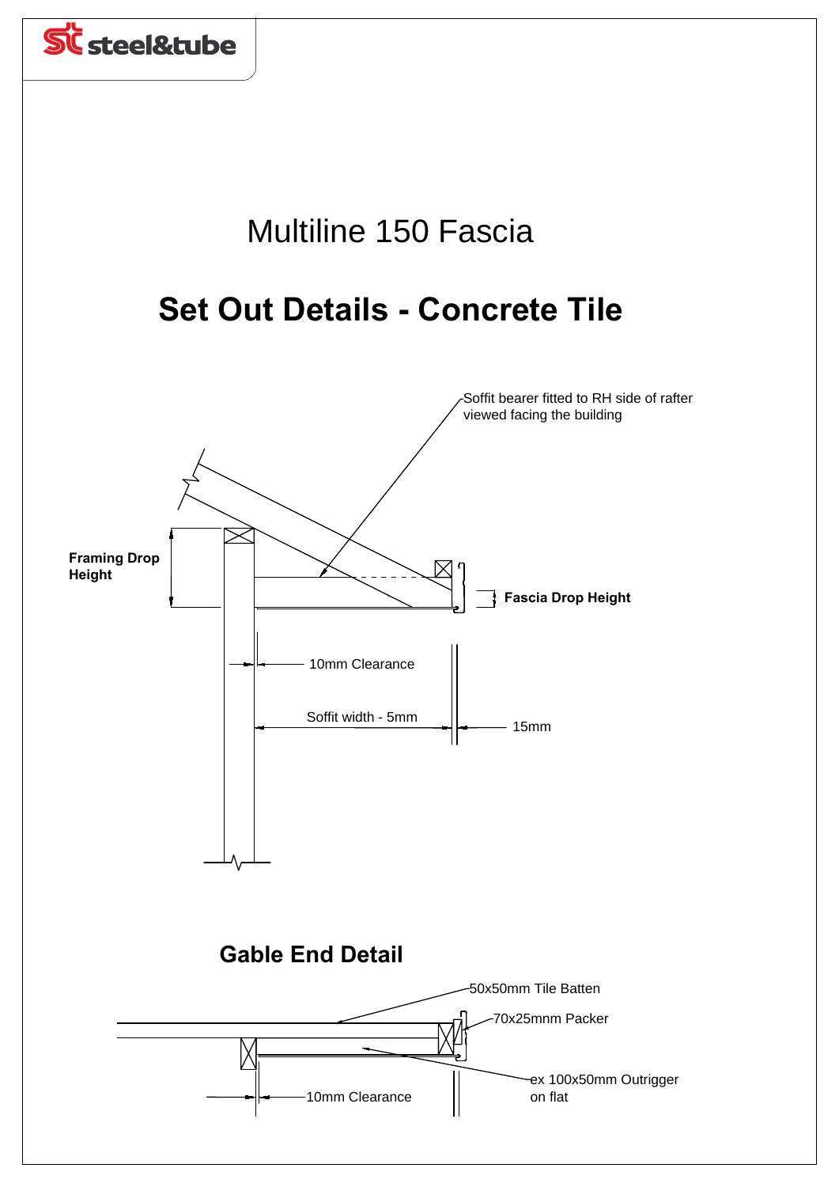# Multiline 150 Fascia

## Set Out Details - Concrete Tile

Soffit bearer fitted to RH side of rafter viewed facing the building

**Framing Drop Height**

**Fascia Drop Height**

10mm Clearance

Soffit width - 5mm

15mm

### Gable End Detail

50x50mm Tile Batten

70x25mnm Packer

ex 100x50mm Outrigger on flat

10mm Clearance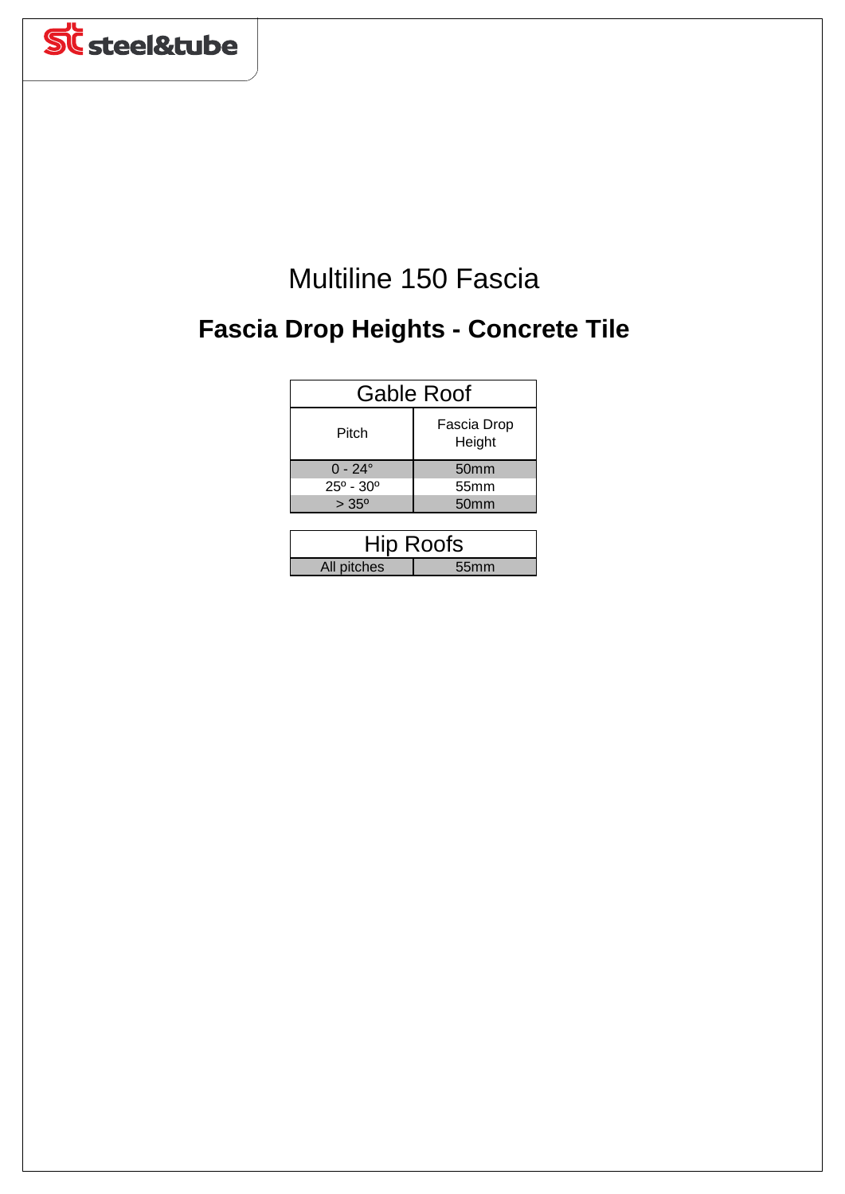# Multiline 150 Fascia

## Fascia Drop Heights - Concrete Tile

| Gable Roof | |
|---|---|
| Pitch | Fascia Drop Height |
| 0 - 24° | 50mm |
| 25º - 30º | 55mm |
| > 35º | 50mm |

| Hip Roofs | |
|---|---|
| All pitches | 55mm |